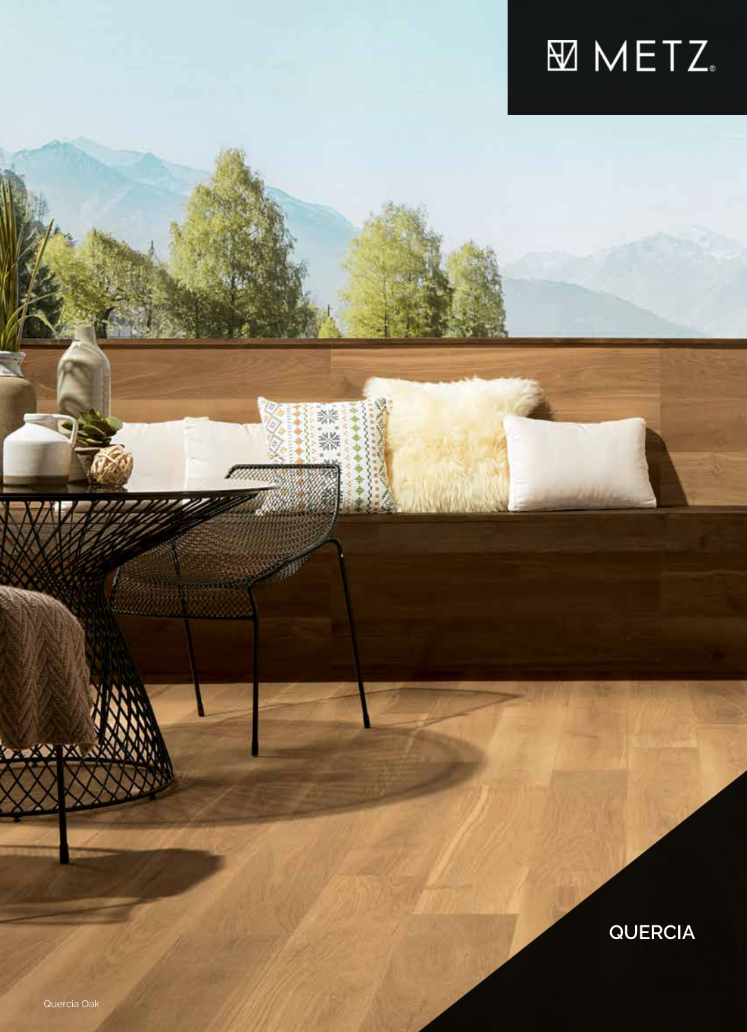# METZ

## QUERCIA

Quercia Oak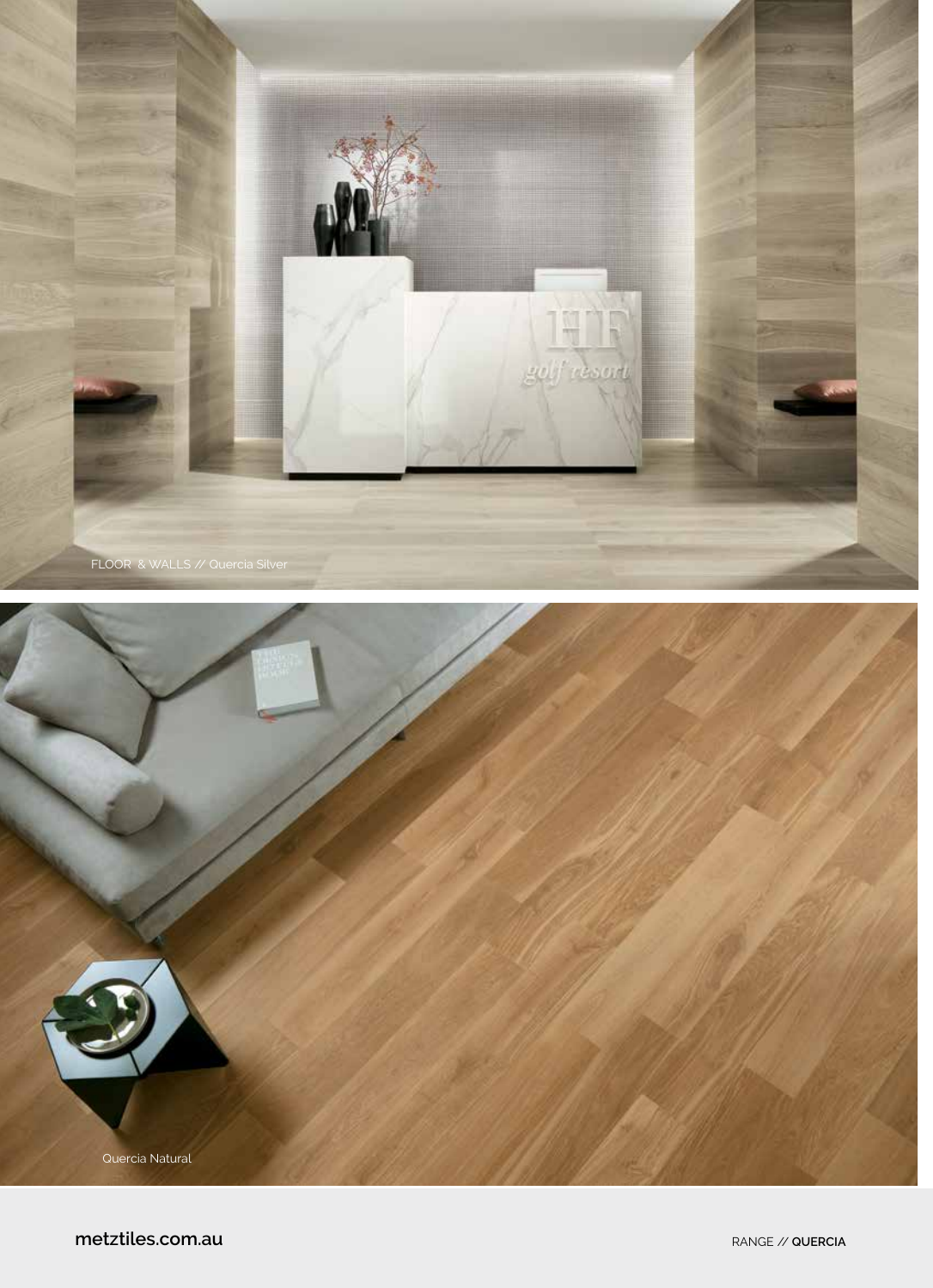FLOOR & WALLS // Quercia Silver

Quercia Natural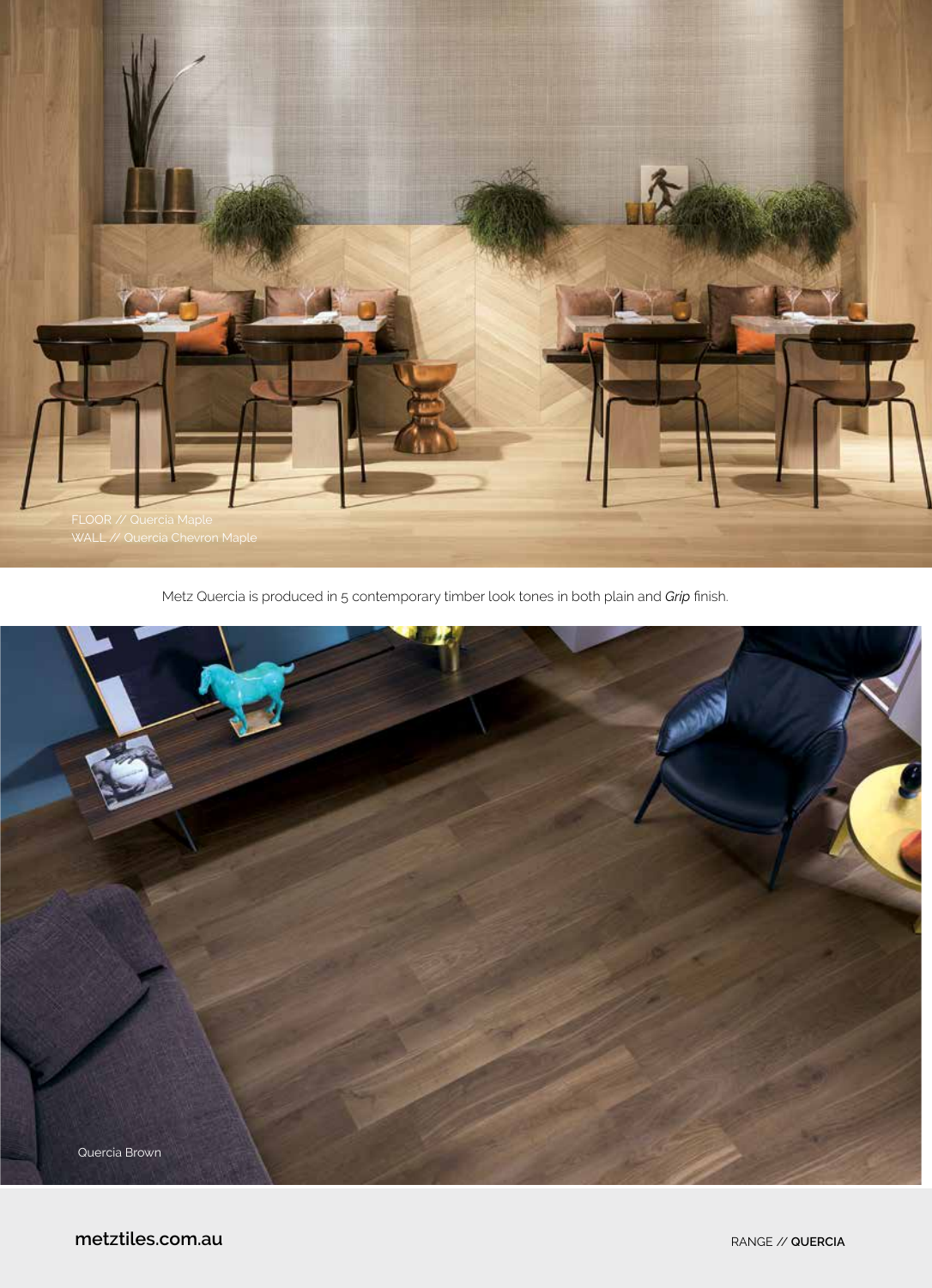FLOOR // Quercia Maple
WALL // Quercia Chevron Maple

Metz Quercia is produced in 5 contemporary timber look tones in both plain and *Grip* finish.

Quercia Brown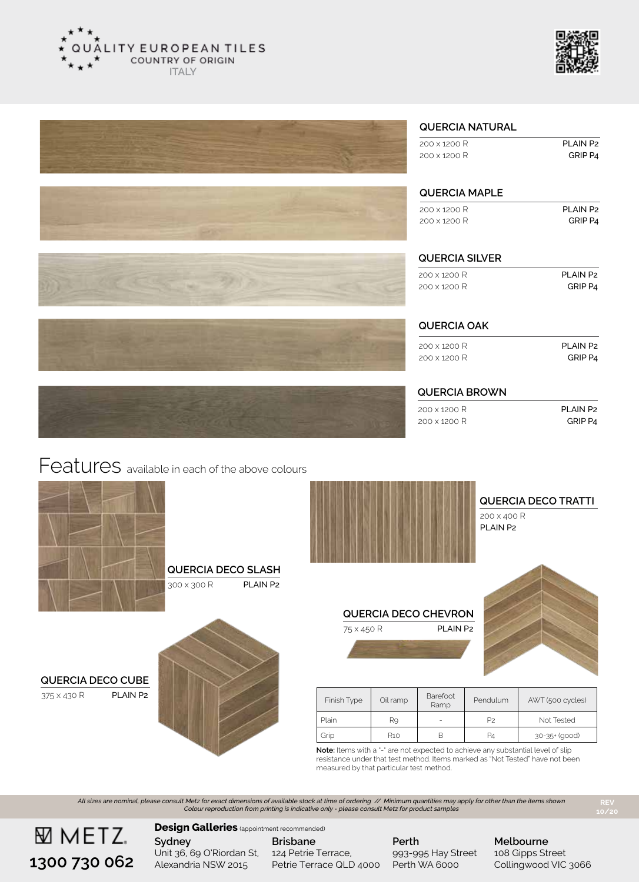QUALITY EUROPEAN TILES
COUNTRY OF ORIGIN
ITALY

## QUERCIA NATURAL

| | |
|---|---|
| 200 x 1200 R | PLAIN P2 |
| 200 x 1200 R | GRIP P4 |

## QUERCIA MAPLE

| | |
|---|---|
| 200 x 1200 R | PLAIN P2 |
| 200 x 1200 R | GRIP P4 |

## QUERCIA SILVER

| | |
|---|---|
| 200 x 1200 R | PLAIN P2 |
| 200 x 1200 R | GRIP P4 |

## QUERCIA OAK

| | |
|---|---|
| 200 x 1200 R | PLAIN P2 |
| 200 x 1200 R | GRIP P4 |

## QUERCIA BROWN

| | |
|---|---|
| 200 x 1200 R | PLAIN P2 |
| 200 x 1200 R | GRIP P4 |

# Features available in each of the above colours

## QUERCIA DECO TRATTI

200 x 400 R
PLAIN P2

## QUERCIA DECO SLASH

300 x 300 R PLAIN P2

## QUERCIA DECO CHEVRON

75 x 450 R PLAIN P2

## QUERCIA DECO CUBE

375 x 430 R PLAIN P2

| Finish Type | Oil ramp | Barefoot Ramp | Pendulum | AWT (500 cycles) |
|---|---|---|---|---|
| Plain | R9 | - | P2 | Not Tested |
| Grip | R10 | B | P4 | 30-35+ (good) |

**Note:** Items with a "-" are not expected to achieve any substantial level of slip resistance under that test method. Items marked as "Not Tested" have not been measured by that particular test method.

*All sizes are nominal, please consult Metz for exact dimensions of available stock at time of ordering // Minimum quantities may apply for other than the items shown*
*Colour reproduction from printing is indicative only - please consult Metz for product samples*

REV 10/20

METZ
**1300 730 062**

**Design Galleries** (appointment recommended)

**Sydney**
Unit 36, 69 O'Riordan St,
Alexandria NSW 2015

**Brisbane**
124 Petrie Terrace,
Petrie Terrace QLD 4000

**Perth**
993-995 Hay Street
Perth WA 6000

**Melbourne**
108 Gipps Street
Collingwood VIC 3066